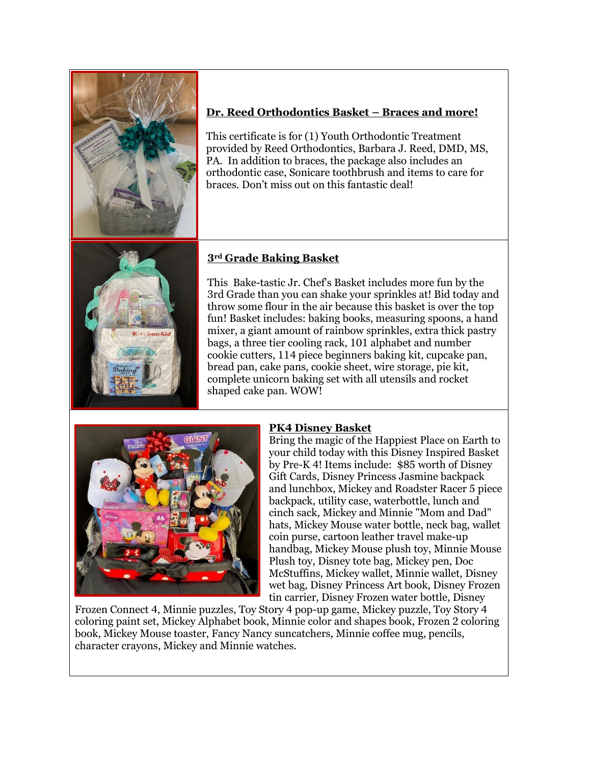**Dr. Reed Orthodontics Basket – Braces and more!**

This certificate is for (1) Youth Orthodontic Treatment provided by Reed Orthodontics, Barbara J. Reed, DMD, MS, PA. In addition to braces, the package also includes an orthodontic case, Sonicare toothbrush and items to care for braces. Don't miss out on this fantastic deal!

**3rd Grade Baking Basket**

This Bake-tastic Jr. Chef's Basket includes more fun by the 3rd Grade than you can shake your sprinkles at! Bid today and throw some flour in the air because this basket is over the top fun! Basket includes: baking books, measuring spoons, a hand mixer, a giant amount of rainbow sprinkles, extra thick pastry bags, a three tier cooling rack, 101 alphabet and number cookie cutters, 114 piece beginners baking kit, cupcake pan, bread pan, cake pans, cookie sheet, wire storage, pie kit, complete unicorn baking set with all utensils and rocket shaped cake pan. WOW!

**PK4 Disney Basket**

Bring the magic of the Happiest Place on Earth to your child today with this Disney Inspired Basket by Pre-K 4! Items include: $85 worth of Disney Gift Cards, Disney Princess Jasmine backpack and lunchbox, Mickey and Roadster Racer 5 piece backpack, utility case, waterbottle, lunch and cinch sack, Mickey and Minnie "Mom and Dad" hats, Mickey Mouse water bottle, neck bag, wallet coin purse, cartoon leather travel make-up handbag, Mickey Mouse plush toy, Minnie Mouse Plush toy, Disney tote bag, Mickey pen, Doc McStuffins, Mickey wallet, Minnie wallet, Disney wet bag, Disney Princess Art book, Disney Frozen tin carrier, Disney Frozen water bottle, Disney Frozen Connect 4, Minnie puzzles, Toy Story 4 pop-up game, Mickey puzzle, Toy Story 4 coloring paint set, Mickey Alphabet book, Minnie color and shapes book, Frozen 2 coloring book, Mickey Mouse toaster, Fancy Nancy suncatchers, Minnie coffee mug, pencils, character crayons, Mickey and Minnie watches.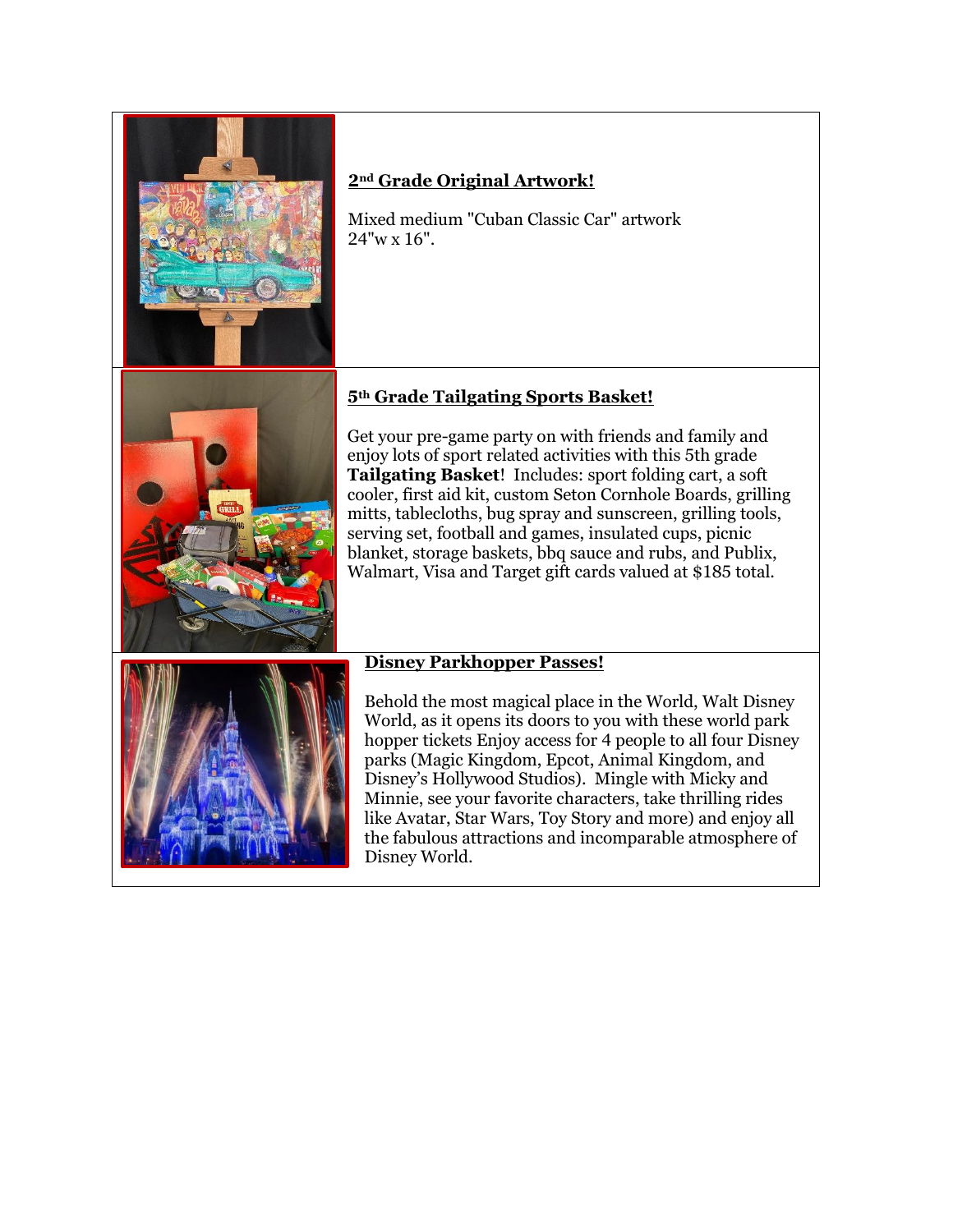## 2nd Grade Original Artwork!

Mixed medium "Cuban Classic Car" artwork
24"w x 16".

## 5th Grade Tailgating Sports Basket!

Get your pre-game party on with friends and family and enjoy lots of sport related activities with this 5th grade **Tailgating Basket**! Includes: sport folding cart, a soft cooler, first aid kit, custom Seton Cornhole Boards, grilling mitts, tablecloths, bug spray and sunscreen, grilling tools, serving set, football and games, insulated cups, picnic blanket, storage baskets, bbq sauce and rubs, and Publix, Walmart, Visa and Target gift cards valued at $185 total.

## Disney Parkhopper Passes!

Behold the most magical place in the World, Walt Disney World, as it opens its doors to you with these world park hopper tickets Enjoy access for 4 people to all four Disney parks (Magic Kingdom, Epcot, Animal Kingdom, and Disney's Hollywood Studios). Mingle with Micky and Minnie, see your favorite characters, take thrilling rides like Avatar, Star Wars, Toy Story and more) and enjoy all the fabulous attractions and incomparable atmosphere of Disney World.